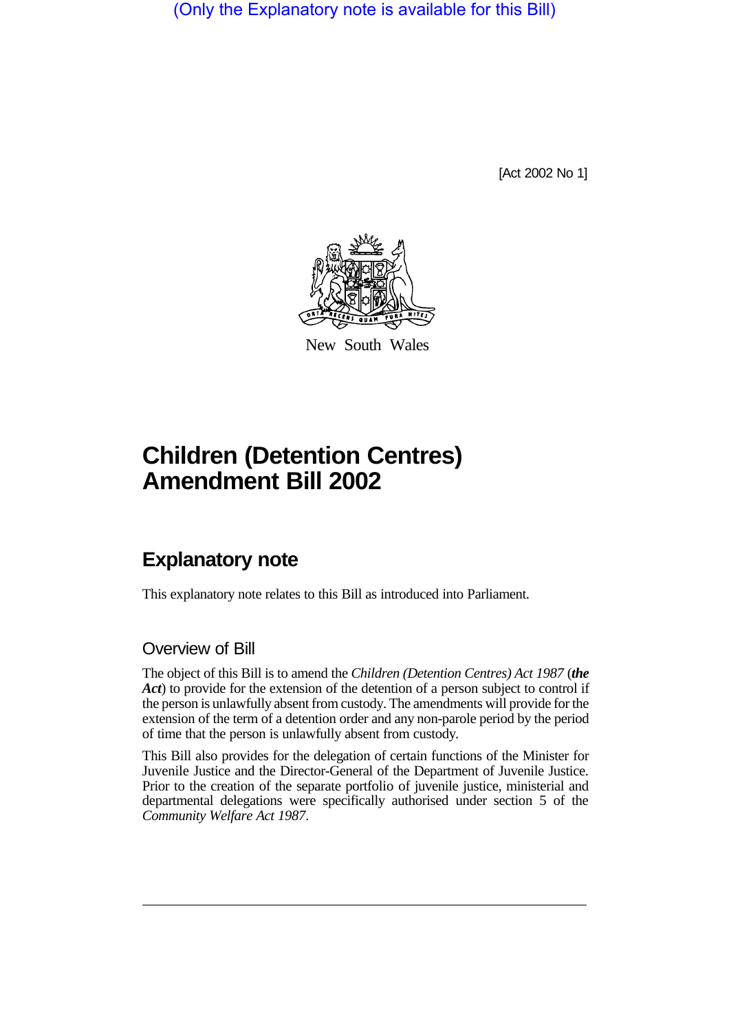(Only the Explanatory note is available for this Bill)

[Act 2002 No 1]

New South Wales

# Children (Detention Centres) Amendment Bill 2002

## Explanatory note

This explanatory note relates to this Bill as introduced into Parliament.

### Overview of Bill

The object of this Bill is to amend the *Children (Detention Centres) Act 1987* (***the Act***) to provide for the extension of the detention of a person subject to control if the person is unlawfully absent from custody. The amendments will provide for the extension of the term of a detention order and any non-parole period by the period of time that the person is unlawfully absent from custody.

This Bill also provides for the delegation of certain functions of the Minister for Juvenile Justice and the Director-General of the Department of Juvenile Justice. Prior to the creation of the separate portfolio of juvenile justice, ministerial and departmental delegations were specifically authorised under section 5 of the *Community Welfare Act 1987*.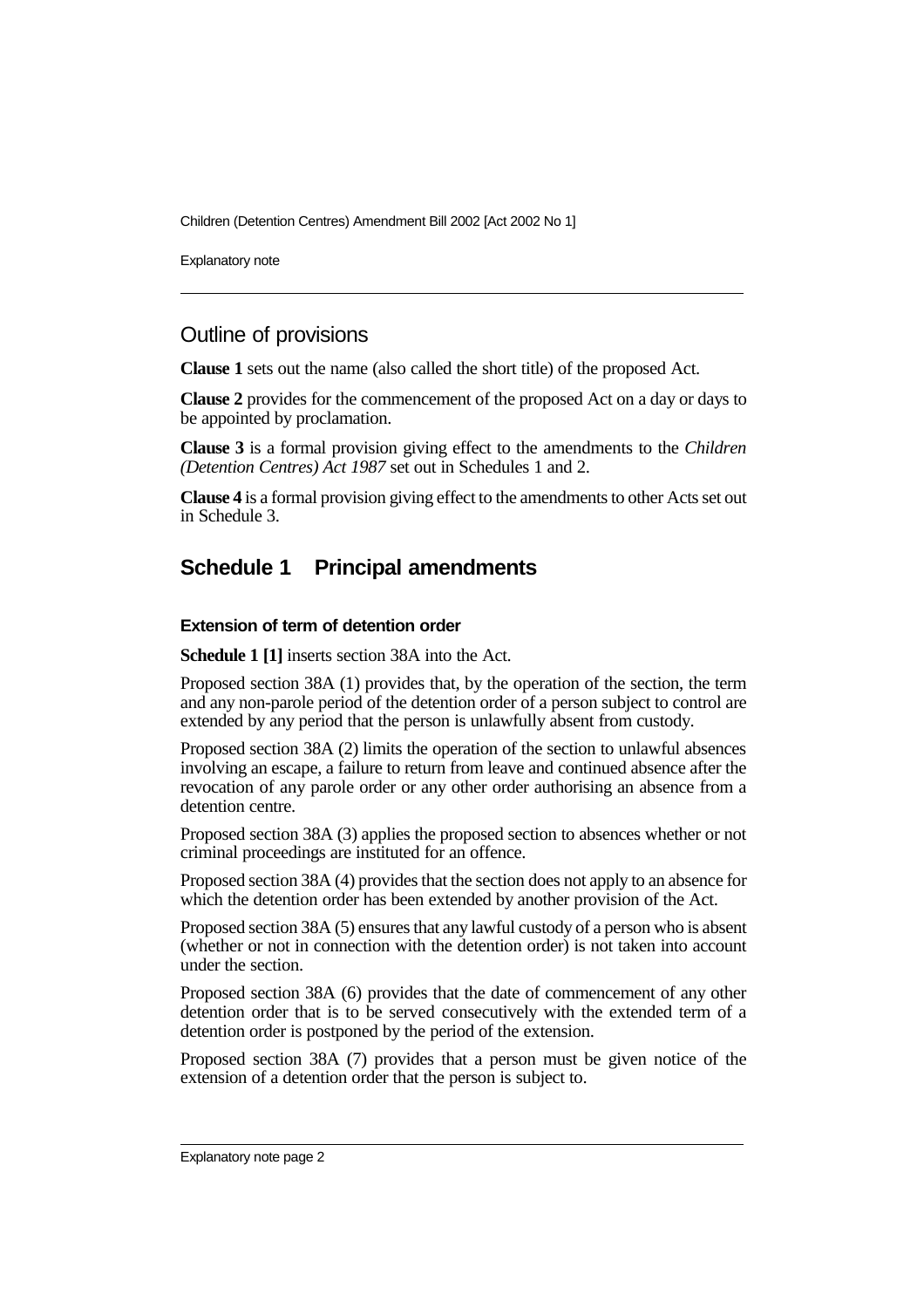## Outline of provisions

**Clause 1** sets out the name (also called the short title) of the proposed Act.

**Clause 2** provides for the commencement of the proposed Act on a day or days to be appointed by proclamation.

**Clause 3** is a formal provision giving effect to the amendments to the *Children (Detention Centres) Act 1987* set out in Schedules 1 and 2.

**Clause 4** is a formal provision giving effect to the amendments to other Acts set out in Schedule 3.

## Schedule 1 Principal amendments

#### Extension of term of detention order

**Schedule 1 [1]** inserts section 38A into the Act.

Proposed section 38A (1) provides that, by the operation of the section, the term and any non-parole period of the detention order of a person subject to control are extended by any period that the person is unlawfully absent from custody.

Proposed section 38A (2) limits the operation of the section to unlawful absences involving an escape, a failure to return from leave and continued absence after the revocation of any parole order or any other order authorising an absence from a detention centre.

Proposed section 38A (3) applies the proposed section to absences whether or not criminal proceedings are instituted for an offence.

Proposed section 38A (4) provides that the section does not apply to an absence for which the detention order has been extended by another provision of the Act.

Proposed section 38A (5) ensures that any lawful custody of a person who is absent (whether or not in connection with the detention order) is not taken into account under the section.

Proposed section 38A (6) provides that the date of commencement of any other detention order that is to be served consecutively with the extended term of a detention order is postponed by the period of the extension.

Proposed section 38A (7) provides that a person must be given notice of the extension of a detention order that the person is subject to.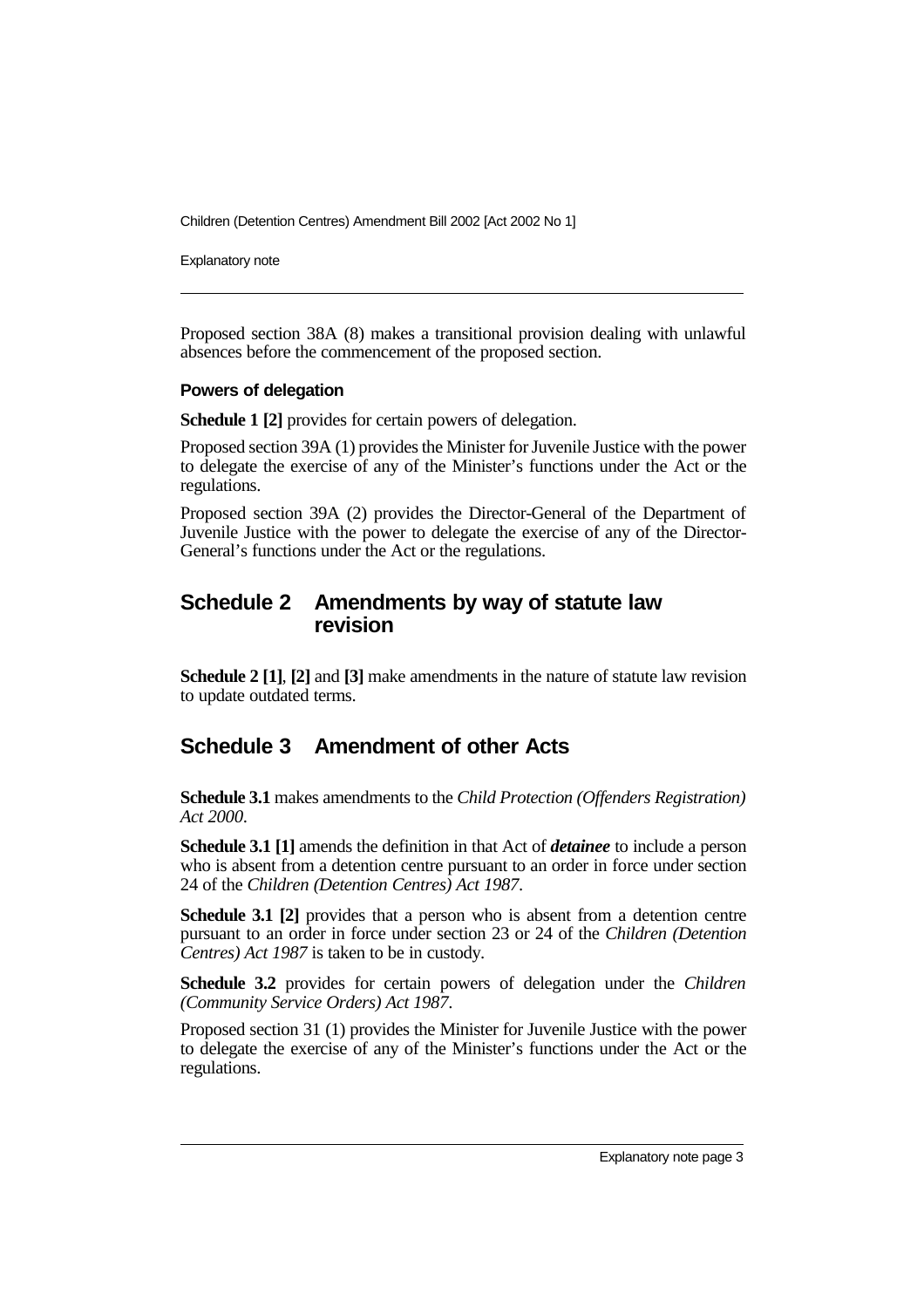Proposed section 38A (8) makes a transitional provision dealing with unlawful absences before the commencement of the proposed section.

### Powers of delegation

**Schedule 1 [2]** provides for certain powers of delegation.

Proposed section 39A (1) provides the Minister for Juvenile Justice with the power to delegate the exercise of any of the Minister's functions under the Act or the regulations.

Proposed section 39A (2) provides the Director-General of the Department of Juvenile Justice with the power to delegate the exercise of any of the Director-General's functions under the Act or the regulations.

## Schedule 2 Amendments by way of statute law revision

**Schedule 2 [1]**, **[2]** and **[3]** make amendments in the nature of statute law revision to update outdated terms.

## Schedule 3 Amendment of other Acts

**Schedule 3.1** makes amendments to the *Child Protection (Offenders Registration) Act 2000*.

**Schedule 3.1 [1]** amends the definition in that Act of ***detainee*** to include a person who is absent from a detention centre pursuant to an order in force under section 24 of the *Children (Detention Centres) Act 1987*.

**Schedule 3.1 [2]** provides that a person who is absent from a detention centre pursuant to an order in force under section 23 or 24 of the *Children (Detention Centres) Act 1987* is taken to be in custody.

**Schedule 3.2** provides for certain powers of delegation under the *Children (Community Service Orders) Act 1987*.

Proposed section 31 (1) provides the Minister for Juvenile Justice with the power to delegate the exercise of any of the Minister's functions under the Act or the regulations.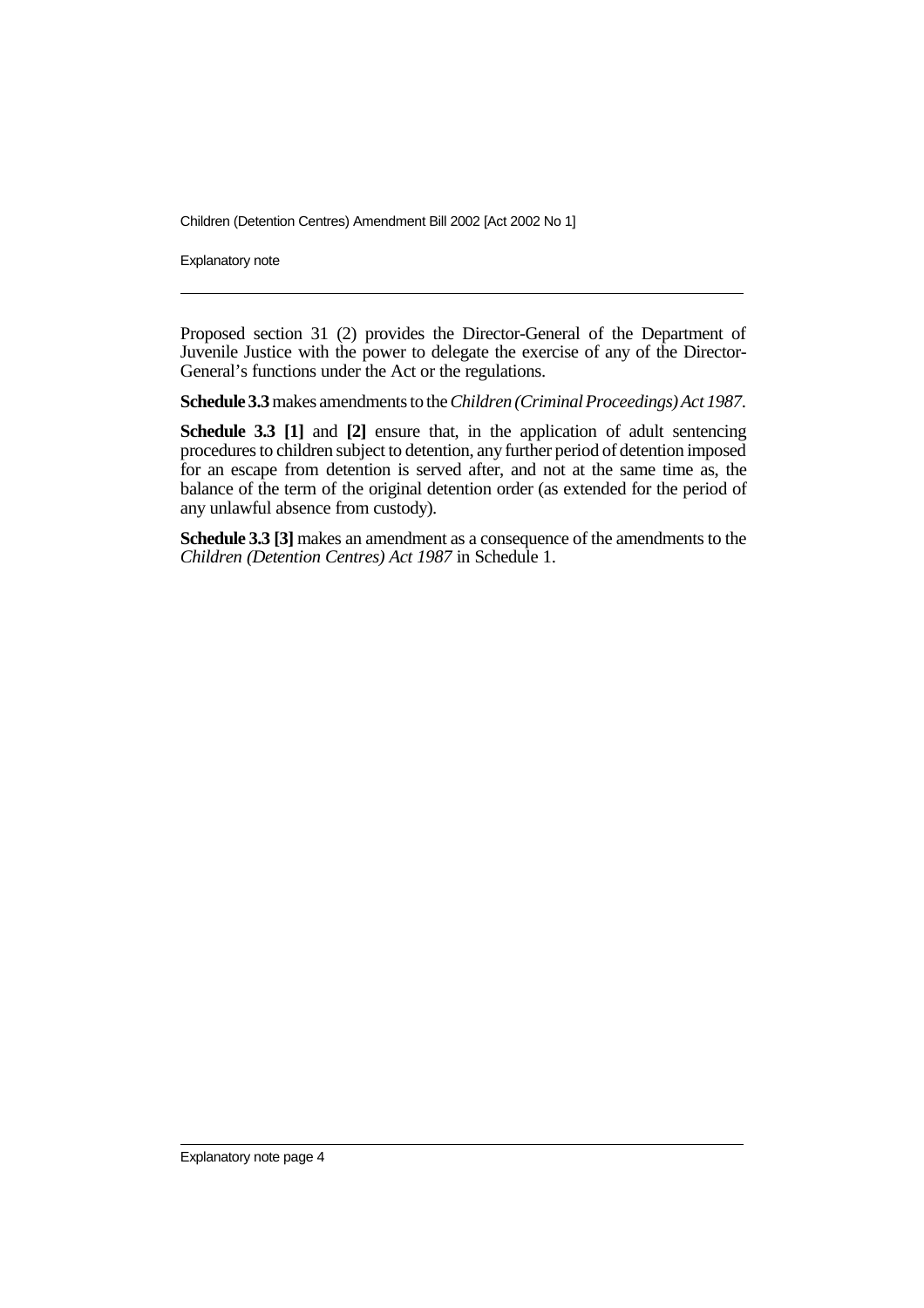Proposed section 31 (2) provides the Director-General of the Department of Juvenile Justice with the power to delegate the exercise of any of the Director-General's functions under the Act or the regulations.

**Schedule 3.3** makes amendments to the *Children (Criminal Proceedings) Act 1987*.

**Schedule 3.3 [1]** and **[2]** ensure that, in the application of adult sentencing procedures to children subject to detention, any further period of detention imposed for an escape from detention is served after, and not at the same time as, the balance of the term of the original detention order (as extended for the period of any unlawful absence from custody).

**Schedule 3.3 [3]** makes an amendment as a consequence of the amendments to the *Children (Detention Centres) Act 1987* in Schedule 1.